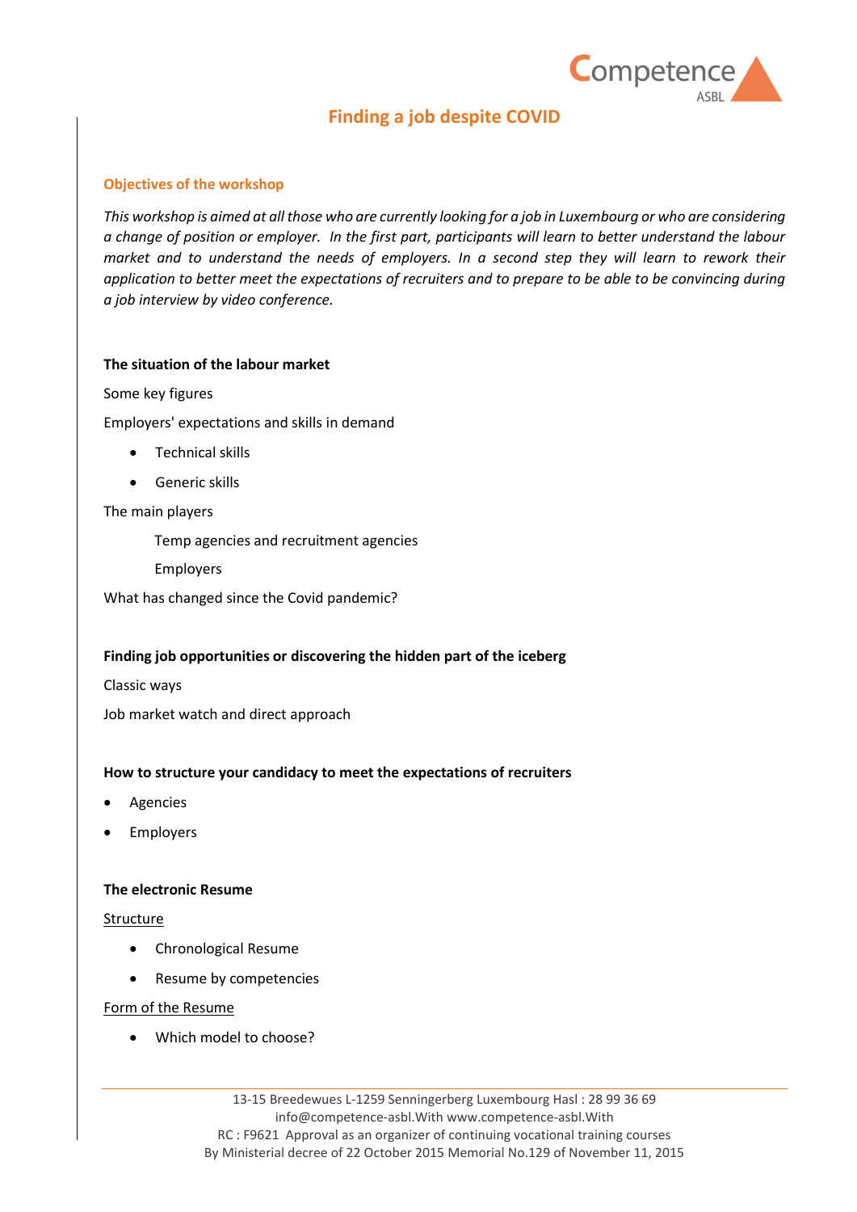Competence ASBL

# Finding a job despite COVID

## Objectives of the workshop

*This workshop is aimed at all those who are currently looking for a job in Luxembourg or who are considering a change of position or employer. In the first part, participants will learn to better understand the labour market and to understand the needs of employers. In a second step they will learn to rework their application to better meet the expectations of recruiters and to prepare to be able to be convincing during a job interview by video conference.*

**The situation of the labour market**

Some key figures

Employers' expectations and skills in demand

- Technical skills
- Generic skills

The main players

Temp agencies and recruitment agencies

Employers

What has changed since the Covid pandemic?

**Finding job opportunities or discovering the hidden part of the iceberg**

Classic ways

Job market watch and direct approach

**How to structure your candidacy to meet the expectations of recruiters**

- Agencies
- Employers

**The electronic Resume**

<u>Structure</u>

- Chronological Resume
- Resume by competencies

<u>Form of the Resume</u>

- Which model to choose?

13-15 Breedewues L-1259 Senningerberg Luxembourg Hasl : 28 99 36 69
info@competence-asbl.With www.competence-asbl.With
RC : F9621 Approval as an organizer of continuing vocational training courses
By Ministerial decree of 22 October 2015 Memorial No.129 of November 11, 2015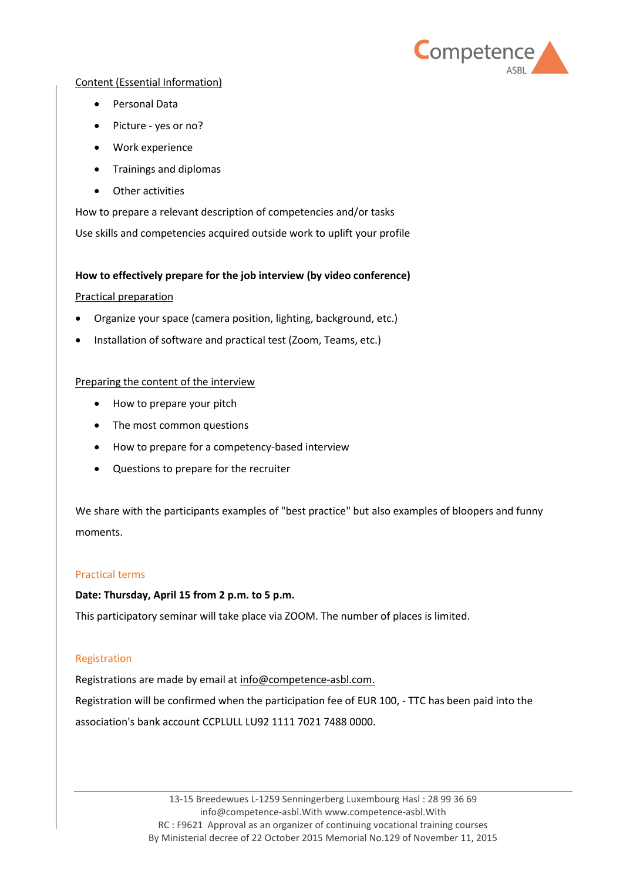Content (Essential Information)

- Personal Data
- Picture - yes or no?
- Work experience
- Trainings and diplomas
- Other activities

How to prepare a relevant description of competencies and/or tasks

Use skills and competencies acquired outside work to uplift your profile

**How to effectively prepare for the job interview (by video conference)**

Practical preparation

- Organize your space (camera position, lighting, background, etc.)
- Installation of software and practical test (Zoom, Teams, etc.)

Preparing the content of the interview

- How to prepare your pitch
- The most common questions
- How to prepare for a competency-based interview
- Questions to prepare for the recruiter

We share with the participants examples of "best practice" but also examples of bloopers and funny moments.

## Practical terms

**Date: Thursday, April 15 from 2 p.m. to 5 p.m.**

This participatory seminar will take place via ZOOM. The number of places is limited.

## Registration

Registrations are made by email at info@competence-asbl.com.

Registration will be confirmed when the participation fee of EUR 100, - TTC has been paid into the association's bank account CCPLULL LU92 1111 7021 7488 0000.

13-15 Breedewues L-1259 Senningerberg Luxembourg Hasl : 28 99 36 69
info@competence-asbl.With www.competence-asbl.With
RC : F9621 Approval as an organizer of continuing vocational training courses
By Ministerial decree of 22 October 2015 Memorial No.129 of November 11, 2015